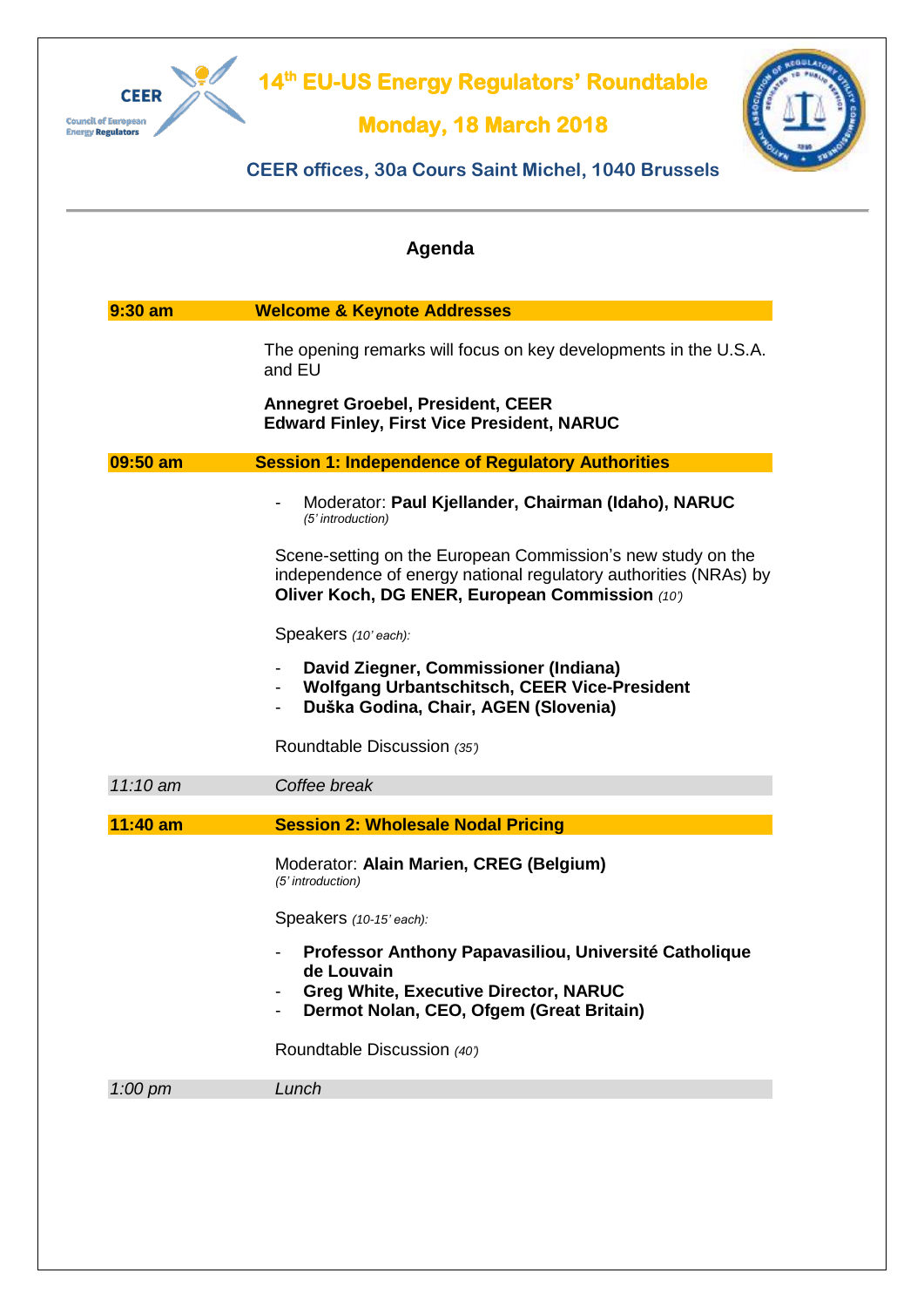CEER

Council of European Energy Regulators

# 14th EU-US Energy Regulators' Roundtable

## Monday, 18 March 2018

### CEER offices, 30a Cours Saint Michel, 1040 Brussels

---

## Agenda

| | |
|---|---|
| **9:30 am** | **Welcome & Keynote Addresses** |
| | The opening remarks will focus on key developments in the U.S.A. and EU<br><br>**Annegret Groebel, President, CEER**<br>**Edward Finley, First Vice President, NARUC** |
| **09:50 am** | **Session 1: Independence of Regulatory Authorities** |
| | - Moderator: **Paul Kjellander, Chairman (Idaho), NARUC** *(5' introduction)*<br><br>Scene-setting on the European Commission's new study on the independence of energy national regulatory authorities (NRAs) by **Oliver Koch, DG ENER, European Commission** *(10')*<br><br>Speakers *(10' each)*:<br>- **David Ziegner, Commissioner (Indiana)**<br>- **Wolfgang Urbantschitsch, CEER Vice-President**<br>- **Duška Godina, Chair, AGEN (Slovenia)**<br><br>Roundtable Discussion *(35')* |
| *11:10 am* | *Coffee break* |
| **11:40 am** | **Session 2: Wholesale Nodal Pricing** |
| | Moderator: **Alain Marien, CREG (Belgium)** *(5' introduction)*<br><br>Speakers *(10-15' each)*:<br>- **Professor Anthony Papavasiliou, Université Catholique de Louvain**<br>- **Greg White, Executive Director, NARUC**<br>- **Dermot Nolan, CEO, Ofgem (Great Britain)**<br><br>Roundtable Discussion *(40')* |
| *1:00 pm* | *Lunch* |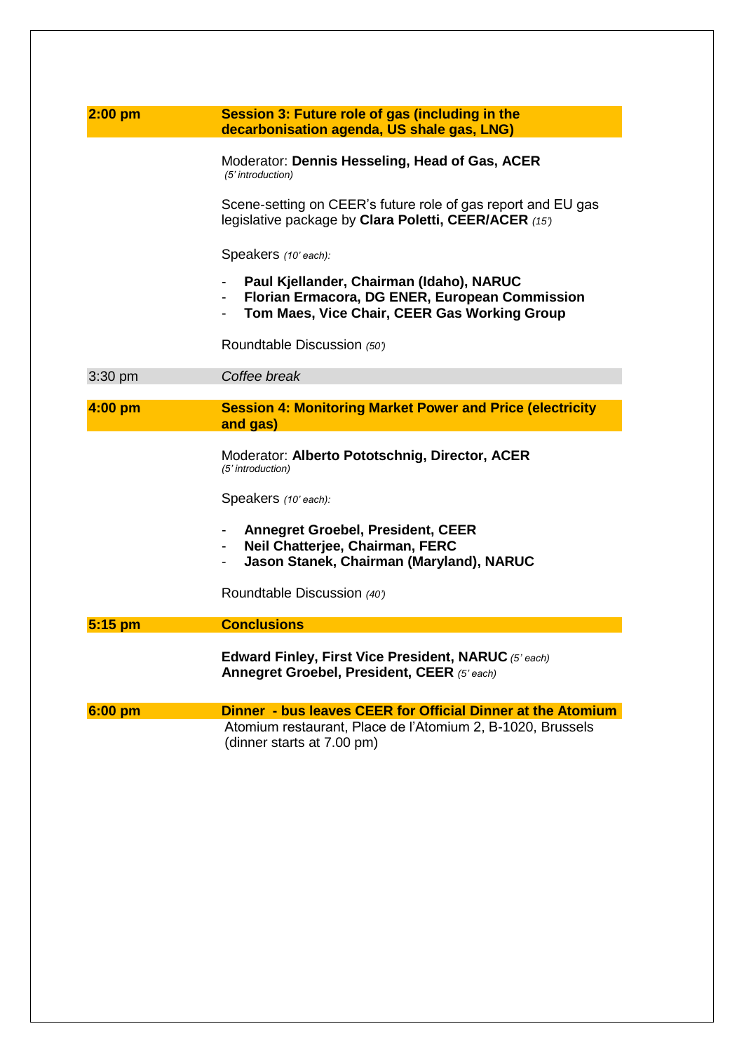**2:00 pm** — **Session 3: Future role of gas (including in the decarbonisation agenda, US shale gas, LNG)**

Moderator: **Dennis Hesseling, Head of Gas, ACER**
*(5' introduction)*

Scene-setting on CEER's future role of gas report and EU gas legislative package by **Clara Poletti, CEER/ACER** *(15')*

Speakers *(10' each)*:

- **Paul Kjellander, Chairman (Idaho), NARUC**
- **Florian Ermacora, DG ENER, European Commission**
- **Tom Maes, Vice Chair, CEER Gas Working Group**

Roundtable Discussion *(50')*

3:30 pm — *Coffee break*

**4:00 pm** — **Session 4: Monitoring Market Power and Price (electricity and gas)**

Moderator: **Alberto Pototschnig, Director, ACER**
*(5' introduction)*

Speakers *(10' each)*:

- **Annegret Groebel, President, CEER**
- **Neil Chatterjee, Chairman, FERC**
- **Jason Stanek, Chairman (Maryland), NARUC**

Roundtable Discussion *(40')*

**5:15 pm** — **Conclusions**

**Edward Finley, First Vice President, NARUC** *(5' each)*
**Annegret Groebel, President, CEER** *(5' each)*

**6:00 pm** — **Dinner - bus leaves CEER for Official Dinner at the Atomium**

Atomium restaurant, Place de l'Atomium 2, B-1020, Brussels
(dinner starts at 7.00 pm)